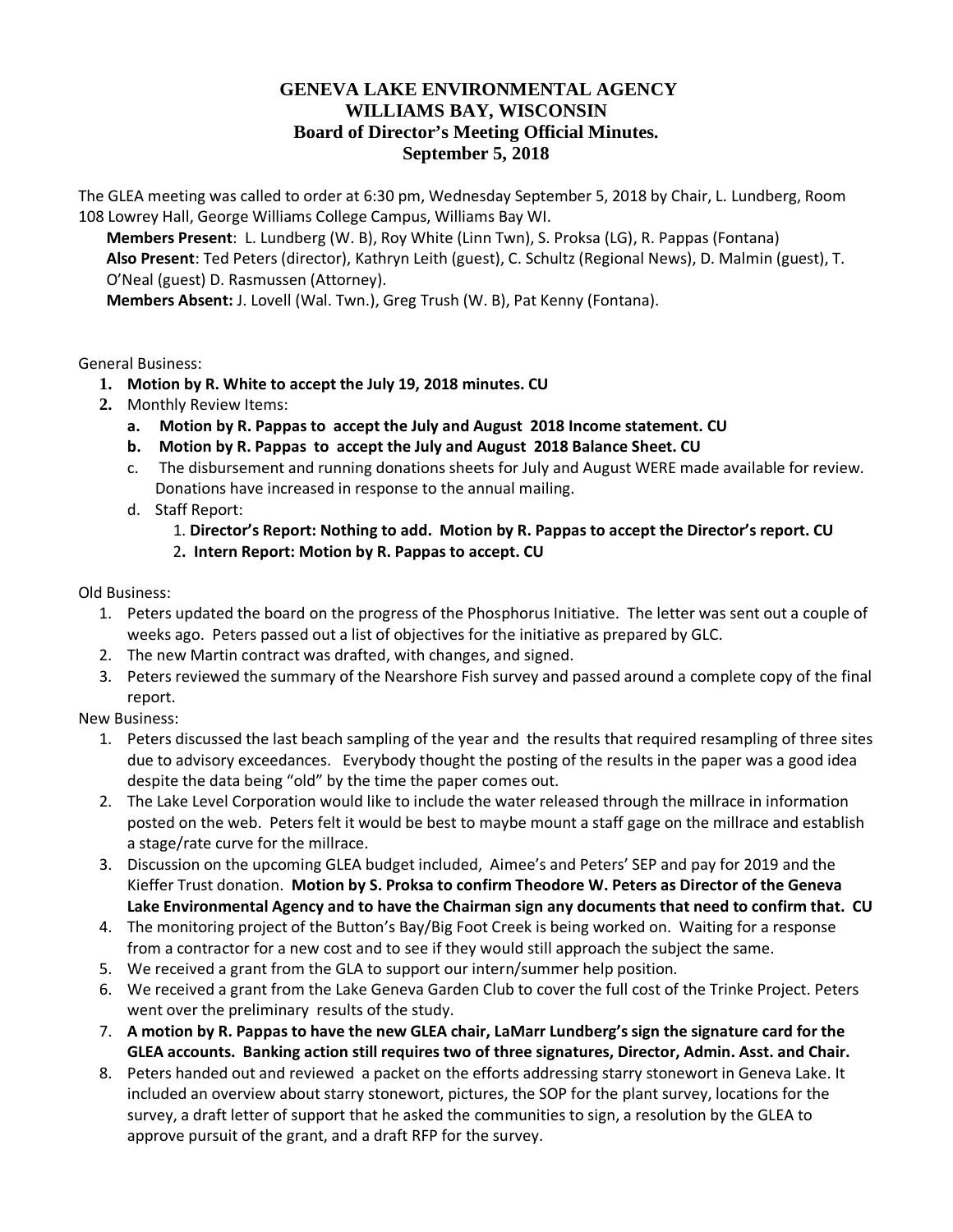# GENEVA LAKE ENVIRONMENTAL AGENCY
# WILLIAMS BAY, WISCONSIN
## Board of Director's Meeting Official Minutes.
## September 5, 2018

The GLEA meeting was called to order at 6:30 pm, Wednesday September 5, 2018 by Chair, L. Lundberg, Room 108 Lowrey Hall, George Williams College Campus, Williams Bay WI.

**Members Present**: L. Lundberg (W. B), Roy White (Linn Twn), S. Proksa (LG), R. Pappas (Fontana)
**Also Present**: Ted Peters (director), Kathryn Leith (guest), C. Schultz (Regional News), D. Malmin (guest), T. O'Neal (guest) D. Rasmussen (Attorney).
**Members Absent:** J. Lovell (Wal. Twn.), Greg Trush (W. B), Pat Kenny (Fontana).

General Business:

1. **Motion by R. White to accept the July 19, 2018 minutes. CU**
2. Monthly Review Items:
   a. **Motion by R. Pappas to accept the July and August 2018 Income statement. CU**
   b. **Motion by R. Pappas to accept the July and August 2018 Balance Sheet. CU**
   c. The disbursement and running donations sheets for July and August WERE made available for review. Donations have increased in response to the annual mailing.
   d. Staff Report:
      1. **Director's Report: Nothing to add. Motion by R. Pappas to accept the Director's report. CU**
      2. **Intern Report: Motion by R. Pappas to accept. CU**

Old Business:

1. Peters updated the board on the progress of the Phosphorus Initiative. The letter was sent out a couple of weeks ago. Peters passed out a list of objectives for the initiative as prepared by GLC.
2. The new Martin contract was drafted, with changes, and signed.
3. Peters reviewed the summary of the Nearshore Fish survey and passed around a complete copy of the final report.

New Business:

1. Peters discussed the last beach sampling of the year and the results that required resampling of three sites due to advisory exceedances. Everybody thought the posting of the results in the paper was a good idea despite the data being "old" by the time the paper comes out.
2. The Lake Level Corporation would like to include the water released through the millrace in information posted on the web. Peters felt it would be best to maybe mount a staff gage on the millrace and establish a stage/rate curve for the millrace.
3. Discussion on the upcoming GLEA budget included, Aimee's and Peters' SEP and pay for 2019 and the Kieffer Trust donation. **Motion by S. Proksa to confirm Theodore W. Peters as Director of the Geneva Lake Environmental Agency and to have the Chairman sign any documents that need to confirm that. CU**
4. The monitoring project of the Button's Bay/Big Foot Creek is being worked on. Waiting for a response from a contractor for a new cost and to see if they would still approach the subject the same.
5. We received a grant from the GLA to support our intern/summer help position.
6. We received a grant from the Lake Geneva Garden Club to cover the full cost of the Trinke Project. Peters went over the preliminary results of the study.
7. **A motion by R. Pappas to have the new GLEA chair, LaMarr Lundberg's sign the signature card for the GLEA accounts. Banking action still requires two of three signatures, Director, Admin. Asst. and Chair.**
8. Peters handed out and reviewed a packet on the efforts addressing starry stonewort in Geneva Lake. It included an overview about starry stonewort, pictures, the SOP for the plant survey, locations for the survey, a draft letter of support that he asked the communities to sign, a resolution by the GLEA to approve pursuit of the grant, and a draft RFP for the survey.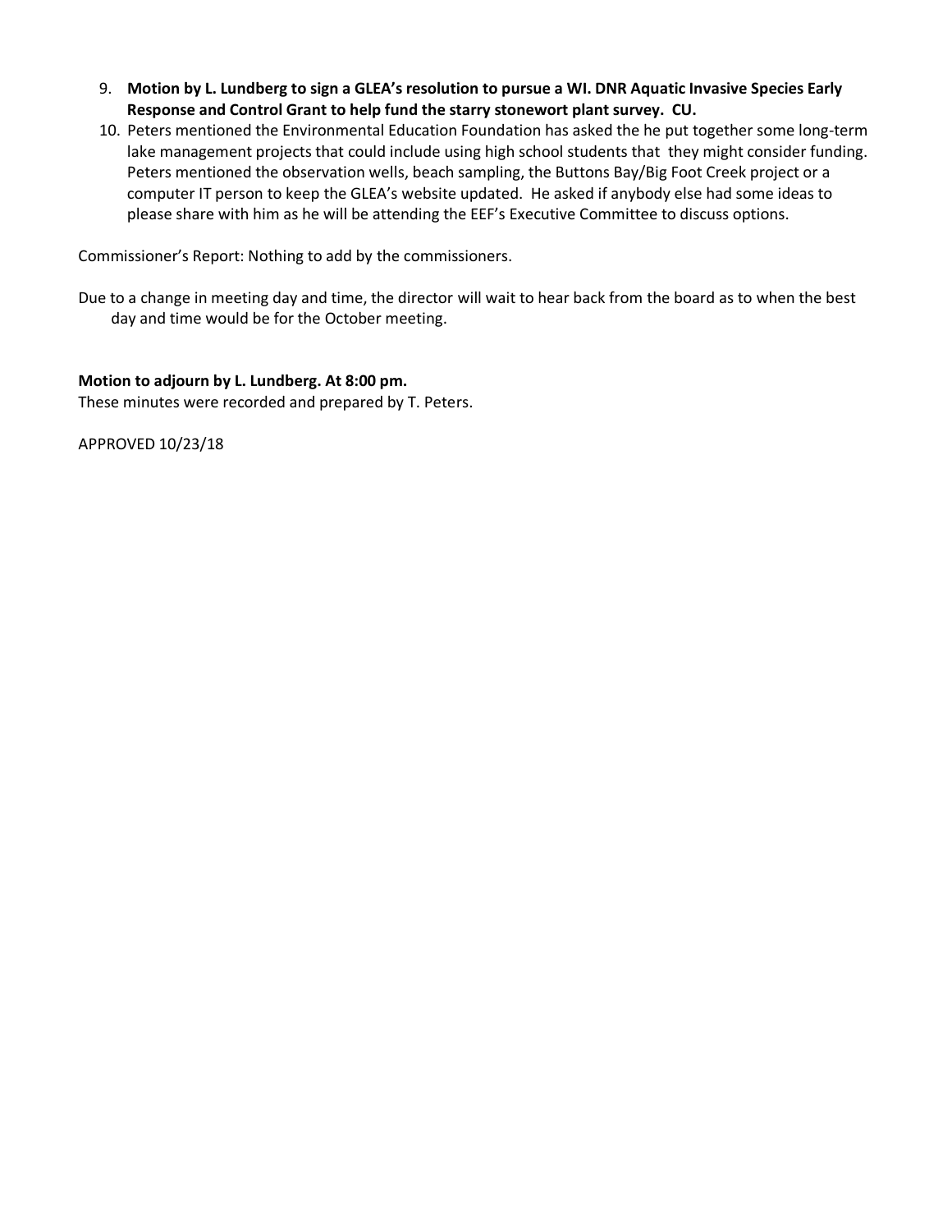9. **Motion by L. Lundberg to sign a GLEA's resolution to pursue a WI. DNR Aquatic Invasive Species Early Response and Control Grant to help fund the starry stonewort plant survey. CU.**
10. Peters mentioned the Environmental Education Foundation has asked the he put together some long-term lake management projects that could include using high school students that they might consider funding. Peters mentioned the observation wells, beach sampling, the Buttons Bay/Big Foot Creek project or a computer IT person to keep the GLEA's website updated. He asked if anybody else had some ideas to please share with him as he will be attending the EEF's Executive Committee to discuss options.

Commissioner's Report: Nothing to add by the commissioners.

Due to a change in meeting day and time, the director will wait to hear back from the board as to when the best day and time would be for the October meeting.

**Motion to adjourn by L. Lundberg. At 8:00 pm.**

These minutes were recorded and prepared by T. Peters.

APPROVED 10/23/18